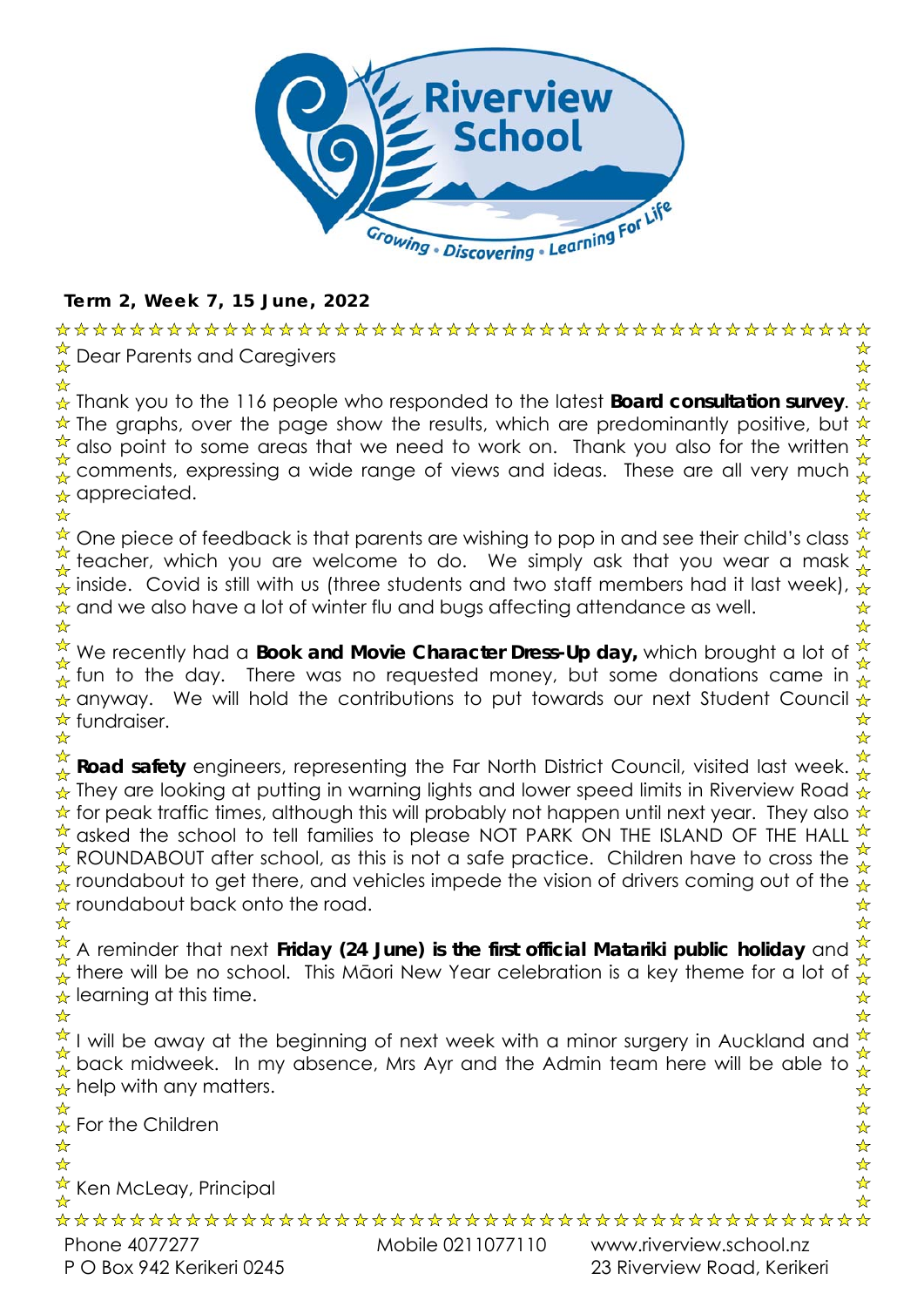**Term 2, Week 7, 15 June, 2022**

Dear Parents and Caregivers

Thank you to the 116 people who responded to the latest **Board consultation survey**. The graphs, over the page show the results, which are predominantly positive, but also point to some areas that we need to work on. Thank you also for the written comments, expressing a wide range of views and ideas. These are all very much appreciated.

One piece of feedback is that parents are wishing to pop in and see their child's class teacher, which you are welcome to do. We simply ask that you wear a mask inside. Covid is still with us (three students and two staff members had it last week), and we also have a lot of winter flu and bugs affecting attendance as well.

We recently had a **Book and Movie Character Dress-Up day,** which brought a lot of fun to the day. There was no requested money, but some donations came in anyway. We will hold the contributions to put towards our next Student Council fundraiser.

**Road safety** engineers, representing the Far North District Council, visited last week. They are looking at putting in warning lights and lower speed limits in Riverview Road for peak traffic times, although this will probably not happen until next year. They also asked the school to tell families to please NOT PARK ON THE ISLAND OF THE HALL ROUNDABOUT after school, as this is not a safe practice. Children have to cross the roundabout to get there, and vehicles impede the vision of drivers coming out of the roundabout back onto the road.

A reminder that next **Friday (24 June) is the first official Matariki public holiday** and there will be no school. This Māori New Year celebration is a key theme for a lot of learning at this time.

I will be away at the beginning of next week with a minor surgery in Auckland and back midweek. In my absence, Mrs Ayr and the Admin team here will be able to help with any matters.

For the Children

Ken McLeay, Principal

Phone 4077277 Mobile 0211077110 www.riverview.school.nz
P O Box 942 Kerikeri 0245 23 Riverview Road, Kerikeri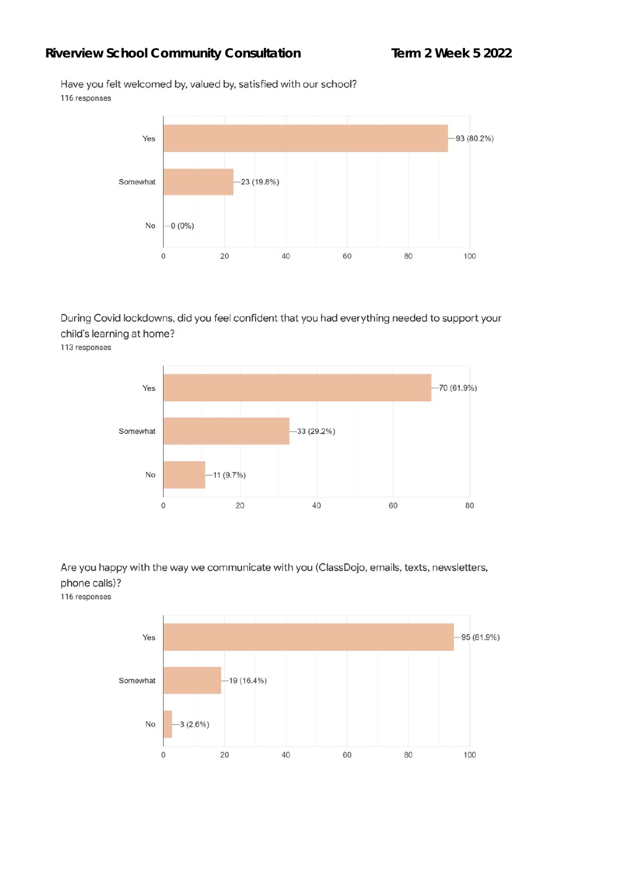**Riverview School Community Consultation** **Term 2 Week 5 2022**

Have you felt welcomed by, valued by, satisfied with our school?

116 responses

| Response | Count (%) |
|---|---|
| Yes | 93 (80.2%) |
| Somewhat | 23 (19.8%) |
| No | 0 (0%) |

During Covid lockdowns, did you feel confident that you had everything needed to support your child's learning at home?

113 responses

| Response | Count (%) |
|---|---|
| Yes | 70 (61.9%) |
| Somewhat | 33 (29.2%) |
| No | 11 (9.7%) |

Are you happy with the way we communicate with you (ClassDojo, emails, texts, newsletters, phone calls)?

116 responses

| Response | Count (%) |
|---|---|
| Yes | 95 (81.9%) |
| Somewhat | 19 (16.4%) |
| No | 3 (2.6%) |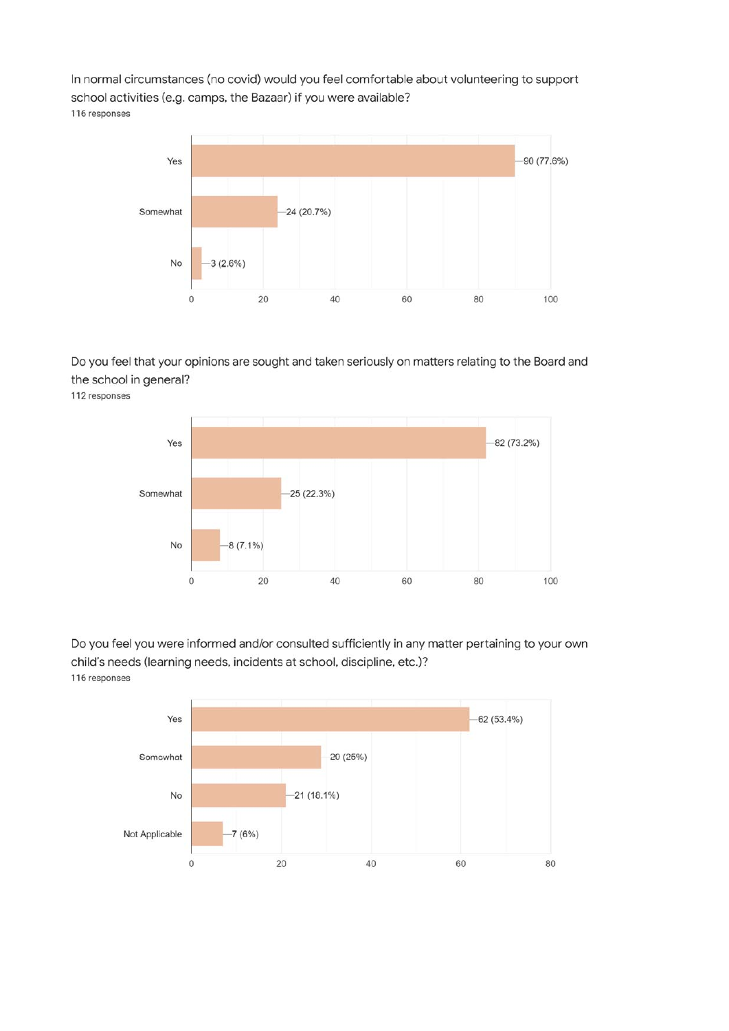In normal circumstances (no covid) would you feel comfortable about volunteering to support school activities (e.g. camps, the Bazaar) if you were available?

116 responses

| Response | Count (%) |
| --- | --- |
| Yes | 90 (77.6%) |
| Somewhat | 24 (20.7%) |
| No | 3 (2.6%) |

Do you feel that your opinions are sought and taken seriously on matters relating to the Board and the school in general?

112 responses

| Response | Count (%) |
| --- | --- |
| Yes | 82 (73.2%) |
| Somewhat | 25 (22.3%) |
| No | 8 (7.1%) |

Do you feel you were informed and/or consulted sufficiently in any matter pertaining to your own child's needs (learning needs, incidents at school, discipline, etc.)?

116 responses

| Response | Count (%) |
| --- | --- |
| Yes | 62 (53.4%) |
| Somewhat | 20 (25%) |
| No | 21 (18.1%) |
| Not Applicable | 7 (6%) |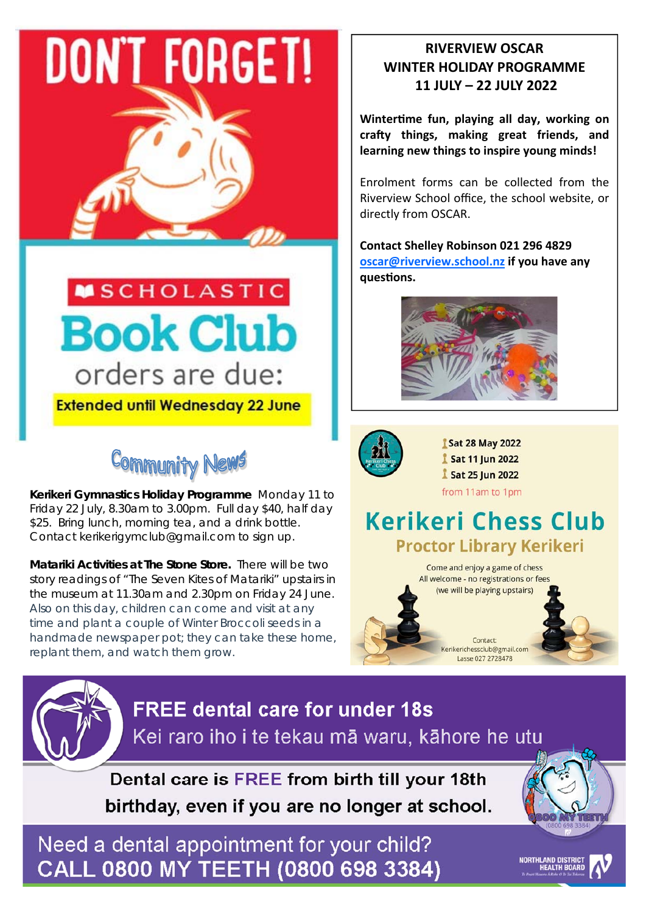# DON'T FORGET!

**SCHOLASTIC**

## Book Club

orders are due:

**Extended until Wednesday 22 June**

## Community News

**Kerikeri Gymnastics Holiday Programme** Monday 11 to Friday 22 July, 8.30am to 3.00pm. Full day $40, half day $25. Bring lunch, morning tea, and a drink bottle. Contact kerikerigymclub@gmail.com to sign up.

**Matariki Activities at The Stone Store.** There will be two story readings of "The Seven Kites of Matariki" upstairs in the museum at 11.30am and 2.30pm on Friday 24 June. Also on this day, children can come and visit at any time and plant a couple of Winter Broccoli seeds in a handmade newspaper pot; they can take these home, replant them, and watch them grow.

## RIVERVIEW OSCAR WINTER HOLIDAY PROGRAMME 11 JULY – 22 JULY 2022

**Wintertime fun, playing all day, working on crafty things, making great friends, and learning new things to inspire young minds!**

Enrolment forms can be collected from the Riverview School office, the school website, or directly from OSCAR.

**Contact Shelley Robinson 021 296 4829 oscar@riverview.school.nz if you have any questions.**

- Sat 28 May 2022
- Sat 11 Jun 2022
- Sat 25 Jun 2022

from 11am to 1pm

## Kerikeri Chess Club

### Proctor Library Kerikeri

Come and enjoy a game of chess
All welcome - no registrations or fees
(we will be playing upstairs)

Contact:
Kerikerichessclub@gmail.com
Lasse 027 2728478

## FREE dental care for under 18s

Kei raro iho i te tekau mā waru, kāhore he utu

**Dental care is FREE from birth till your 18th birthday, even if you are no longer at school.**

Need a dental appointment for your child?
**CALL 0800 MY TEETH (0800 698 3384)**

0800 MY TEETH (0800 698 3384)

NORTHLAND DISTRICT HEALTH BOARD